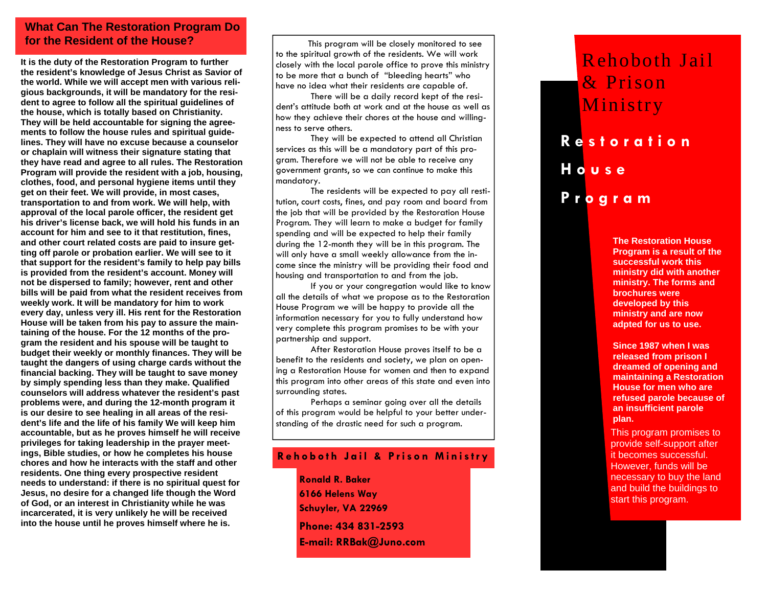## What Can The Restoration Program Do for the Resident of the House?

**It is the duty of the Restoration Program to further the resident's knowledge of Jesus Christ as Savior of the world. While we will accept men with various religious backgrounds, it will be mandatory for the resident to agree to follow all the spiritual guidelines of the house, which is totally based on Christianity. They will be held accountable for signing the agreements to follow the house rules and spiritual guidelines. They will have no excuse because a counselor or chaplain will witness their signature stating that they have read and agree to all rules. The Restoration Program will provide the resident with a job, housing, clothes, food, and personal hygiene items until they get on their feet. We will provide, in most cases, transportation to and from work. We will help, with approval of the local parole officer, the resident get his driver's license back, we will hold his funds in an account for him and see to it that restitution, fines, and other court related costs are paid to insure getting off parole or probation earlier. We will see to it that support for the resident's family to help pay bills is provided from the resident's account. Money will not be dispersed to family; however, rent and other bills will be paid from what the resident receives from weekly work. It will be mandatory for him to work every day, unless very ill. His rent for the Restoration House will be taken from his pay to assure the maintaining of the house. For the 12 months of the program the resident and his spouse will be taught to budget their weekly or monthly finances. They will be taught the dangers of using charge cards without the financial backing. They will be taught to save money by simply spending less than they make. Qualified counselors will address whatever the resident's past problems were, and during the 12-month program it is our desire to see healing in all areas of the resident's life and the life of his family We will keep him accountable, but as he proves himself he will receive privileges for taking leadership in the prayer meetings, Bible studies, or how he completes his house chores and how he interacts with the staff and other residents. One thing every prospective resident needs to understand: if there is no spiritual quest for Jesus, no desire for a changed life though the Word of God, or an interest in Christianity while he was incarcerated, it is very unlikely he will be received into the house until he proves himself where he is.**

This program will be closely monitored to see to the spiritual growth of the residents. We will work closely with the local parole office to prove this ministry to be more that a bunch of "bleeding hearts" who have no idea what their residents are capable of.

There will be a daily record kept of the resident's attitude both at work and at the house as well as how they achieve their chores at the house and willingness to serve others.

They will be expected to attend all Christian services as this will be a mandatory part of this program. Therefore we will not be able to receive any government grants, so we can continue to make this mandatory.

The residents will be expected to pay all restitution, court costs, fines, and pay room and board from the job that will be provided by the Restoration House Program. They will learn to make a budget for family spending and will be expected to help their family during the 12-month they will be in this program. The will only have a small weekly allowance from the income since the ministry will be providing their food and housing and transportation to and from the job.

If you or your congregation would like to know all the details of what we propose as to the Restoration House Program we will be happy to provide all the information necessary for you to fully understand how very complete this program promises to be with your partnership and support.

After Restoration House proves itself to be a benefit to the residents and society, we plan on opening a Restoration House for women and then to expand this program into other areas of this state and even into surrounding states.

Perhaps a seminar going over all the details of this program would be helpful to your better understanding of the drastic need for such a program.

**Rehoboth Jail & Prison Ministry**

**Ronald R. Baker**
**6166 Helens Way**
**Schuyler, VA 22969**

**Phone: 434 831-2593**

**E-mail: RRBak@Juno.com**

# Rehoboth Jail & Prison Ministry

## Restoration House Program

**The Restoration House Program is a result of the successful work this ministry did with another ministry. The forms and brochures were developed by this ministry and are now adpted for us to use.**

**Since 1987 when I was released from prison I dreamed of opening and maintaining a Restoration House for men who are refused parole because of an insufficient parole plan.**

This program promises to provide self-support after it becomes successful. However, funds will be necessary to buy the land and build the buildings to start this program.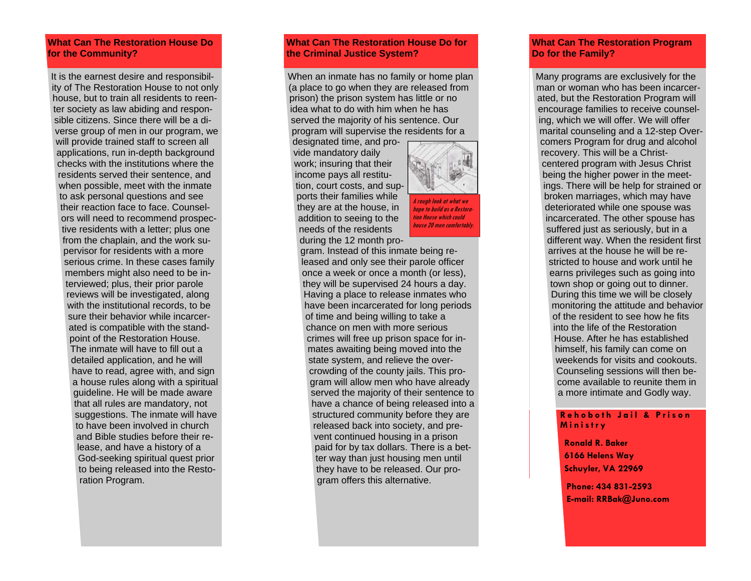## What Can The Restoration House Do for the Community?

It is the earnest desire and responsibility of The Restoration House to not only house, but to train all residents to reenter society as law abiding and responsible citizens. Since there will be a diverse group of men in our program, we will provide trained staff to screen all applications, run in-depth background checks with the institutions where the residents served their sentence, and when possible, meet with the inmate to ask personal questions and see their reaction face to face. Counselors will need to recommend prospective residents with a letter; plus one from the chaplain, and the work supervisor for residents with a more serious crime. In these cases family members might also need to be interviewed; plus, their prior parole reviews will be investigated, along with the institutional records, to be sure their behavior while incarcerated is compatible with the standpoint of the Restoration House. The inmate will have to fill out a detailed application, and he will have to read, agree with, and sign a house rules along with a spiritual guideline. He will be made aware that all rules are mandatory, not suggestions. The inmate will have to have been involved in church and Bible studies before their release, and have a history of a God-seeking spiritual quest prior to being released into the Restoration Program.

## What Can The Restoration House Do for the Criminal Justice System?

When an inmate has no family or home plan (a place to go when they are released from prison) the prison system has little or no idea what to do with him when he has served the majority of his sentence. Our program will supervise the residents for a designated time, and provide mandatory daily work; insuring that their income pays all restitution, court costs, and supports their families while they are at the house, in addition to seeing to the needs of the residents during the 12 month program. Instead of this inmate being released and only see their parole officer once a week or once a month (or less), they will be supervised 24 hours a day. Having a place to release inmates who have been incarcerated for long periods of time and being willing to take a chance on men with more serious crimes will free up prison space for inmates awaiting being moved into the state system, and relieve the overcrowding of the county jails. This program will allow men who have already served the majority of their sentence to have a chance of being released into a structured community before they are released back into society, and prevent continued housing in a prison paid for by tax dollars. There is a better way than just housing men until they have to be released. Our program offers this alternative.

*A rough look at what we hope to build as a Restoration House which could house 20 men comfortably.*

## What Can The Restoration Program Do for the Family?

Many programs are exclusively for the man or woman who has been incarcerated, but the Restoration Program will encourage families to receive counseling, which we will offer. We will offer marital counseling and a 12-step Overcomers Program for drug and alcohol recovery. This will be a Christ-centered program with Jesus Christ being the higher power in the meetings. There will be help for strained or broken marriages, which may have deteriorated while one spouse was incarcerated. The other spouse has suffered just as seriously, but in a different way. When the resident first arrives at the house he will be restricted to house and work until he earns privileges such as going into town shop or going out to dinner. During this time we will be closely monitoring the attitude and behavior of the resident to see how he fits into the life of the Restoration House. After he has established himself, his family can come on weekends for visits and cookouts. Counseling sessions will then become available to reunite them in a more intimate and Godly way.

**Rehoboth Jail & Prison Ministry**

**Ronald R. Baker**
**6166 Helens Way**
**Schuyler, VA 22969**

**Phone: 434 831-2593**
**E-mail: RRBak@Juno.com**